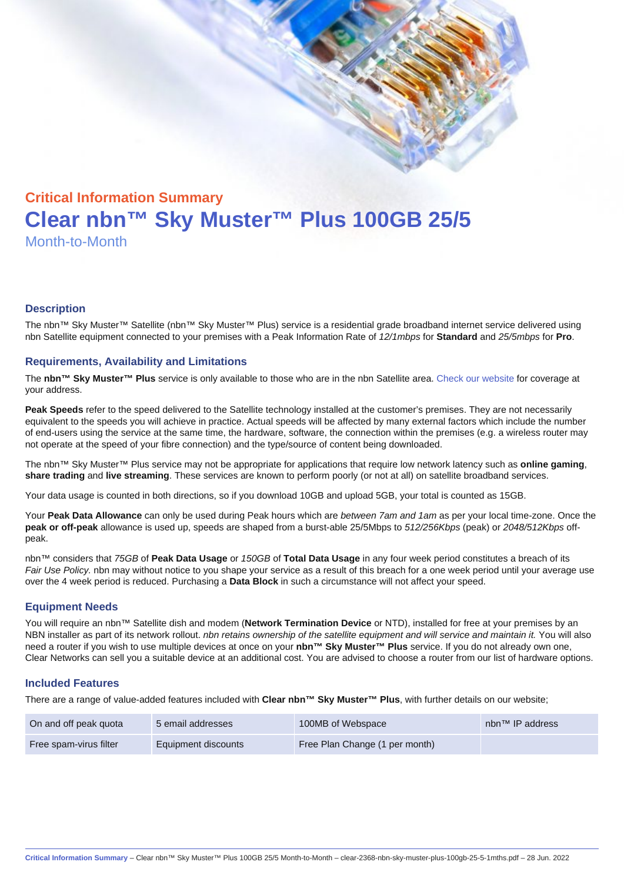## Critical Information Summary

# Clear nbn™ Sky Muster™ Plus 100GB 25/5

Month-to-Month

### Description

The nbn™ Sky Muster™ Satellite (nbn™ Sky Muster™ Plus) service is a residential grade broadband internet service delivered using nbn Satellite equipment connected to your premises with a Peak Information Rate of *12/1mbps* for **Standard** and *25/5mbps* for **Pro**.

### Requirements, Availability and Limitations

The **nbn™ Sky Muster™ Plus** service is only available to those who are in the nbn Satellite area. Check our website for coverage at your address.

**Peak Speeds** refer to the speed delivered to the Satellite technology installed at the customer's premises. They are not necessarily equivalent to the speeds you will achieve in practice. Actual speeds will be affected by many external factors which include the number of end-users using the service at the same time, the hardware, software, the connection within the premises (e.g. a wireless router may not operate at the speed of your fibre connection) and the type/source of content being downloaded.

The nbn™ Sky Muster™ Plus service may not be appropriate for applications that require low network latency such as **online gaming**, **share trading** and **live streaming**. These services are known to perform poorly (or not at all) on satellite broadband services.

Your data usage is counted in both directions, so if you download 10GB and upload 5GB, your total is counted as 15GB.

Your **Peak Data Allowance** can only be used during Peak hours which are *between 7am and 1am* as per your local time-zone. Once the **peak or off-peak** allowance is used up, speeds are shaped from a burst-able 25/5Mbps to *512/256Kbps* (peak) or *2048/512Kbps* off-peak.

nbn™ considers that *75GB* of **Peak Data Usage** or *150GB* of **Total Data Usage** in any four week period constitutes a breach of its *Fair Use Policy.* nbn may without notice to you shape your service as a result of this breach for a one week period until your average use over the 4 week period is reduced. Purchasing a **Data Block** in such a circumstance will not affect your speed.

### Equipment Needs

You will require an nbn™ Satellite dish and modem (**Network Termination Device** or NTD), installed for free at your premises by an NBN installer as part of its network rollout. *nbn retains ownership of the satellite equipment and will service and maintain it.* You will also need a router if you wish to use multiple devices at once on your **nbn™ Sky Muster™ Plus** service. If you do not already own one, Clear Networks can sell you a suitable device at an additional cost. You are advised to choose a router from our list of hardware options.

### Included Features

There are a range of value-added features included with **Clear nbn™ Sky Muster™ Plus**, with further details on our website;

| | | | |
|---|---|---|---|
| On and off peak quota | 5 email addresses | 100MB of Webspace | nbn™ IP address |
| Free spam-virus filter | Equipment discounts | Free Plan Change (1 per month) | |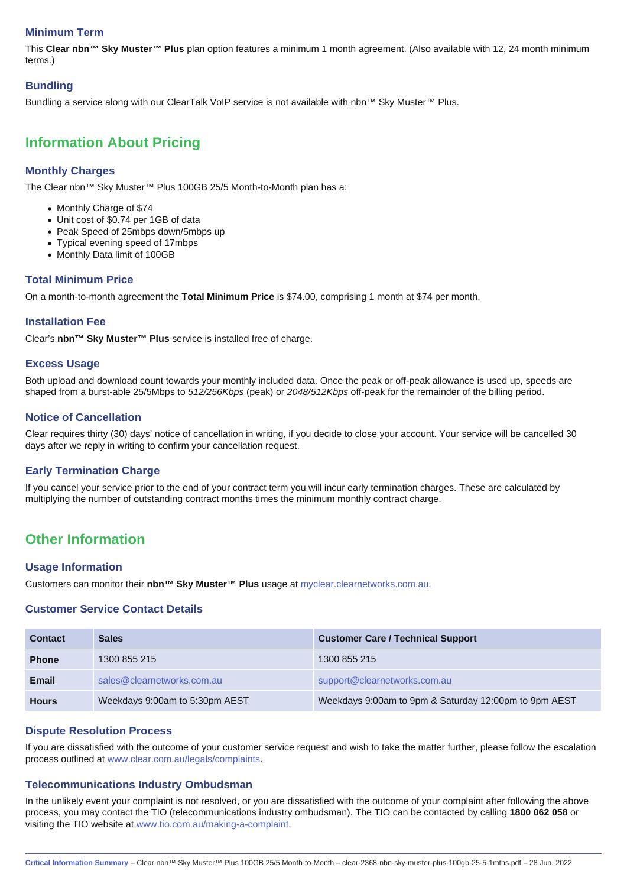### Minimum Term

This **Clear nbn™ Sky Muster™ Plus** plan option features a minimum 1 month agreement. (Also available with 12, 24 month minimum terms.)

### Bundling

Bundling a service along with our ClearTalk VoIP service is not available with nbn™ Sky Muster™ Plus.

## Information About Pricing

### Monthly Charges

The Clear nbn™ Sky Muster™ Plus 100GB 25/5 Month-to-Month plan has a:

- Monthly Charge of $74
- Unit cost of $0.74 per 1GB of data
- Peak Speed of 25mbps down/5mbps up
- Typical evening speed of 17mbps
- Monthly Data limit of 100GB

### Total Minimum Price

On a month-to-month agreement the **Total Minimum Price** is $74.00, comprising 1 month at $74 per month.

### Installation Fee

Clear's **nbn™ Sky Muster™ Plus** service is installed free of charge.

### Excess Usage

Both upload and download count towards your monthly included data. Once the peak or off-peak allowance is used up, speeds are shaped from a burst-able 25/5Mbps to *512/256Kbps* (peak) or *2048/512Kbps* off-peak for the remainder of the billing period.

### Notice of Cancellation

Clear requires thirty (30) days' notice of cancellation in writing, if you decide to close your account. Your service will be cancelled 30 days after we reply in writing to confirm your cancellation request.

### Early Termination Charge

If you cancel your service prior to the end of your contract term you will incur early termination charges. These are calculated by multiplying the number of outstanding contract months times the minimum monthly contract charge.

## Other Information

### Usage Information

Customers can monitor their **nbn™ Sky Muster™ Plus** usage at myclear.clearnetworks.com.au.

### Customer Service Contact Details

| Contact | Sales | Customer Care / Technical Support |
|---|---|---|
| **Phone** | 1300 855 215 | 1300 855 215 |
| **Email** | sales@clearnetworks.com.au | support@clearnetworks.com.au |
| **Hours** | Weekdays 9:00am to 5:30pm AEST | Weekdays 9:00am to 9pm & Saturday 12:00pm to 9pm AEST |

### Dispute Resolution Process

If you are dissatisfied with the outcome of your customer service request and wish to take the matter further, please follow the escalation process outlined at www.clear.com.au/legals/complaints.

### Telecommunications Industry Ombudsman

In the unlikely event your complaint is not resolved, or you are dissatisfied with the outcome of your complaint after following the above process, you may contact the TIO (telecommunications industry ombudsman). The TIO can be contacted by calling **1800 062 058** or visiting the TIO website at www.tio.com.au/making-a-complaint.